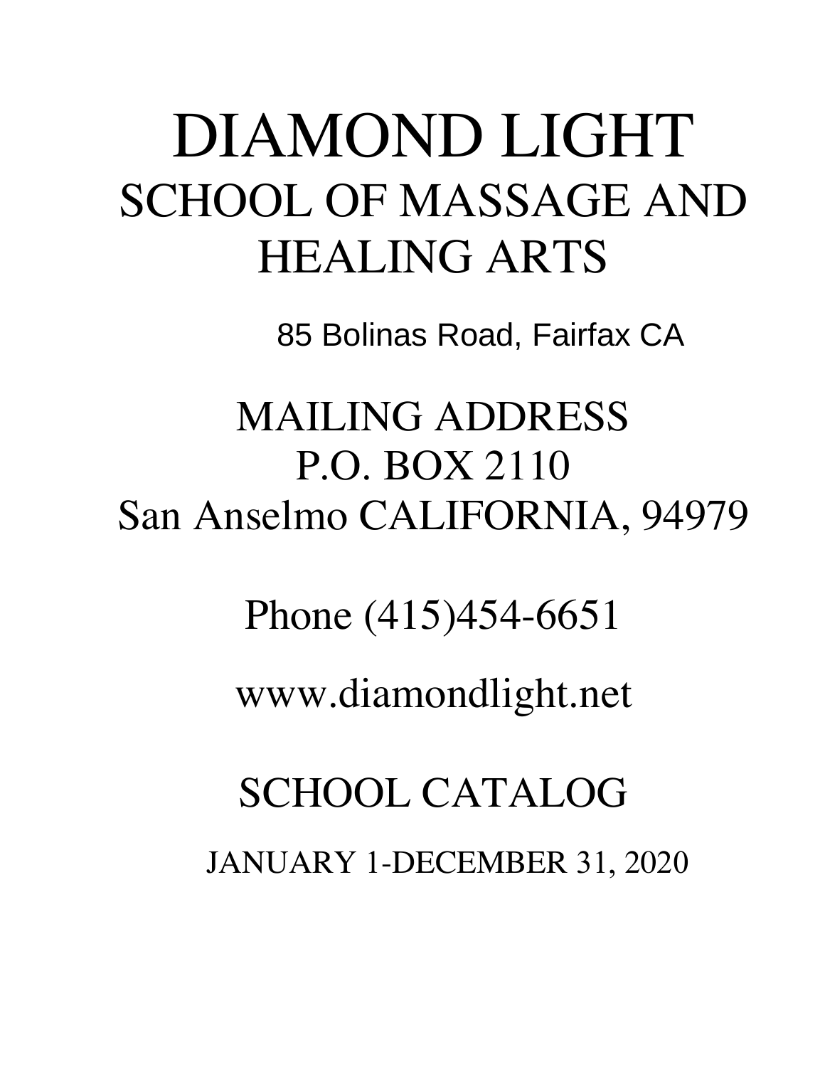# DIAMOND LIGHT

## SCHOOL OF MASSAGE AND HEALING ARTS

85 Bolinas Road, Fairfax CA

MAILING ADDRESS
P.O. BOX 2110
San Anselmo CALIFORNIA, 94979

Phone (415)454-6651

www.diamondlight.net

## SCHOOL CATALOG

JANUARY 1-DECEMBER 31, 2020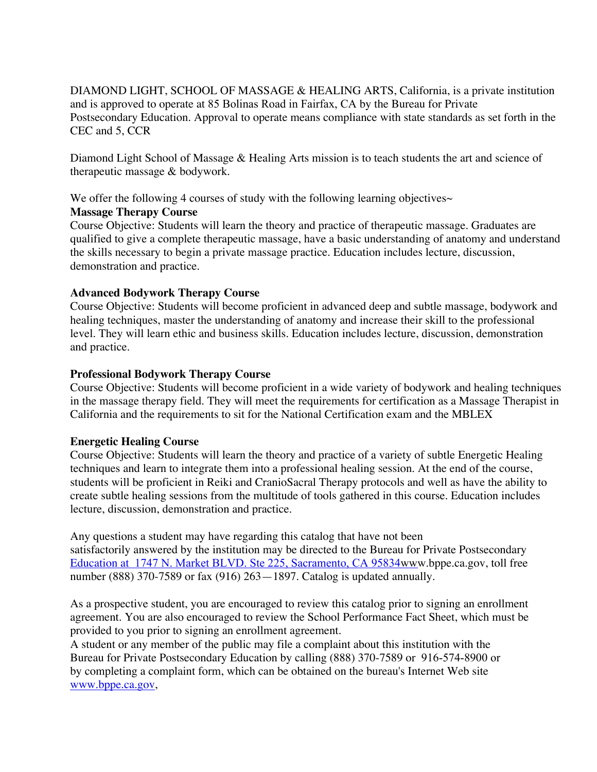DIAMOND LIGHT, SCHOOL OF MASSAGE & HEALING ARTS, California, is a private institution and is approved to operate at 85 Bolinas Road in Fairfax, CA by the Bureau for Private Postsecondary Education. Approval to operate means compliance with state standards as set forth in the CEC and 5, CCR

Diamond Light School of Massage & Healing Arts mission is to teach students the art and science of therapeutic massage & bodywork.

We offer the following 4 courses of study with the following learning objectives~

**Massage Therapy Course**

Course Objective: Students will learn the theory and practice of therapeutic massage. Graduates are qualified to give a complete therapeutic massage, have a basic understanding of anatomy and understand the skills necessary to begin a private massage practice. Education includes lecture, discussion, demonstration and practice.

**Advanced Bodywork Therapy Course**

Course Objective: Students will become proficient in advanced deep and subtle massage, bodywork and healing techniques, master the understanding of anatomy and increase their skill to the professional level. They will learn ethic and business skills. Education includes lecture, discussion, demonstration and practice.

**Professional Bodywork Therapy Course**

Course Objective: Students will become proficient in a wide variety of bodywork and healing techniques in the massage therapy field. They will meet the requirements for certification as a Massage Therapist in California and the requirements to sit for the National Certification exam and the MBLEX

**Energetic Healing Course**

Course Objective: Students will learn the theory and practice of a variety of subtle Energetic Healing techniques and learn to integrate them into a professional healing session. At the end of the course, students will be proficient in Reiki and CranioSacral Therapy protocols and well as have the ability to create subtle healing sessions from the multitude of tools gathered in this course. Education includes lecture, discussion, demonstration and practice.

Any questions a student may have regarding this catalog that have not been satisfactorily answered by the institution may be directed to the Bureau for Private Postsecondary Education at 1747 N. Market BLVD. Ste 225, Sacramento, CA 95834www.bppe.ca.gov, toll free number (888) 370-7589 or fax (916) 263—1897. Catalog is updated annually.

As a prospective student, you are encouraged to review this catalog prior to signing an enrollment agreement. You are also encouraged to review the School Performance Fact Sheet, which must be provided to you prior to signing an enrollment agreement.
A student or any member of the public may file a complaint about this institution with the Bureau for Private Postsecondary Education by calling (888) 370-7589 or 916-574-8900 or by completing a complaint form, which can be obtained on the bureau's Internet Web site www.bppe.ca.gov,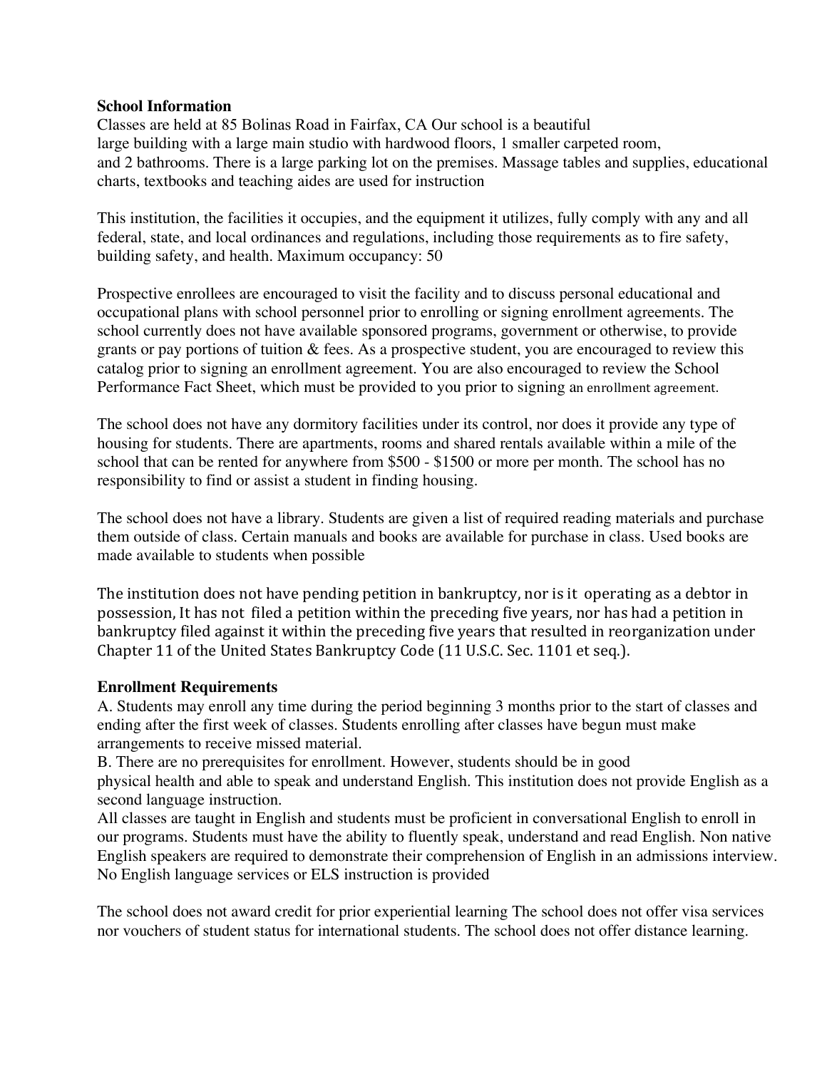**School Information**

Classes are held at 85 Bolinas Road in Fairfax, CA Our school is a beautiful large building with a large main studio with hardwood floors, 1 smaller carpeted room, and 2 bathrooms. There is a large parking lot on the premises. Massage tables and supplies, educational charts, textbooks and teaching aides are used for instruction

This institution, the facilities it occupies, and the equipment it utilizes, fully comply with any and all federal, state, and local ordinances and regulations, including those requirements as to fire safety, building safety, and health. Maximum occupancy: 50

Prospective enrollees are encouraged to visit the facility and to discuss personal educational and occupational plans with school personnel prior to enrolling or signing enrollment agreements. The school currently does not have available sponsored programs, government or otherwise, to provide grants or pay portions of tuition & fees. As a prospective student, you are encouraged to review this catalog prior to signing an enrollment agreement. You are also encouraged to review the School Performance Fact Sheet, which must be provided to you prior to signing an enrollment agreement.

The school does not have any dormitory facilities under its control, nor does it provide any type of housing for students. There are apartments, rooms and shared rentals available within a mile of the school that can be rented for anywhere from $500 - $1500 or more per month. The school has no responsibility to find or assist a student in finding housing.

The school does not have a library. Students are given a list of required reading materials and purchase them outside of class. Certain manuals and books are available for purchase in class. Used books are made available to students when possible

The institution does not have pending petition in bankruptcy, nor is it operating as a debtor in possession, It has not filed a petition within the preceding five years, nor has had a petition in bankruptcy filed against it within the preceding five years that resulted in reorganization under Chapter 11 of the United States Bankruptcy Code (11 U.S.C. Sec. 1101 et seq.).

**Enrollment Requirements**

A. Students may enroll any time during the period beginning 3 months prior to the start of classes and ending after the first week of classes. Students enrolling after classes have begun must make arrangements to receive missed material.

B. There are no prerequisites for enrollment. However, students should be in good physical health and able to speak and understand English. This institution does not provide English as a second language instruction.

All classes are taught in English and students must be proficient in conversational English to enroll in our programs. Students must have the ability to fluently speak, understand and read English. Non native English speakers are required to demonstrate their comprehension of English in an admissions interview. No English language services or ELS instruction is provided

The school does not award credit for prior experiential learning The school does not offer visa services nor vouchers of student status for international students. The school does not offer distance learning.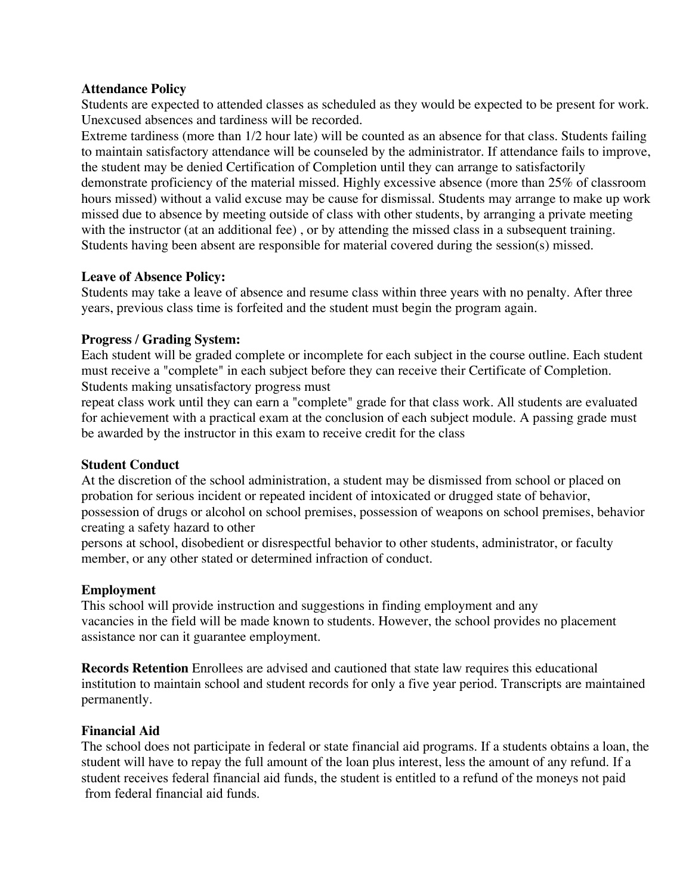**Attendance Policy**

Students are expected to attended classes as scheduled as they would be expected to be present for work. Unexcused absences and tardiness will be recorded.

Extreme tardiness (more than 1/2 hour late) will be counted as an absence for that class. Students failing to maintain satisfactory attendance will be counseled by the administrator. If attendance fails to improve, the student may be denied Certification of Completion until they can arrange to satisfactorily demonstrate proficiency of the material missed. Highly excessive absence (more than 25% of classroom hours missed) without a valid excuse may be cause for dismissal. Students may arrange to make up work missed due to absence by meeting outside of class with other students, by arranging a private meeting with the instructor (at an additional fee) , or by attending the missed class in a subsequent training. Students having been absent are responsible for material covered during the session(s) missed.

**Leave of Absence Policy:**

Students may take a leave of absence and resume class within three years with no penalty. After three years, previous class time is forfeited and the student must begin the program again.

**Progress / Grading System:**

Each student will be graded complete or incomplete for each subject in the course outline. Each student must receive a "complete" in each subject before they can receive their Certificate of Completion. Students making unsatisfactory progress must repeat class work until they can earn a "complete" grade for that class work. All students are evaluated for achievement with a practical exam at the conclusion of each subject module. A passing grade must be awarded by the instructor in this exam to receive credit for the class

**Student Conduct**

At the discretion of the school administration, a student may be dismissed from school or placed on probation for serious incident or repeated incident of intoxicated or drugged state of behavior, possession of drugs or alcohol on school premises, possession of weapons on school premises, behavior creating a safety hazard to other persons at school, disobedient or disrespectful behavior to other students, administrator, or faculty member, or any other stated or determined infraction of conduct.

**Employment**

This school will provide instruction and suggestions in finding employment and any vacancies in the field will be made known to students. However, the school provides no placement assistance nor can it guarantee employment.

**Records Retention** Enrollees are advised and cautioned that state law requires this educational institution to maintain school and student records for only a five year period. Transcripts are maintained permanently.

**Financial Aid**

The school does not participate in federal or state financial aid programs. If a students obtains a loan, the student will have to repay the full amount of the loan plus interest, less the amount of any refund. If a student receives federal financial aid funds, the student is entitled to a refund of the moneys not paid from federal financial aid funds.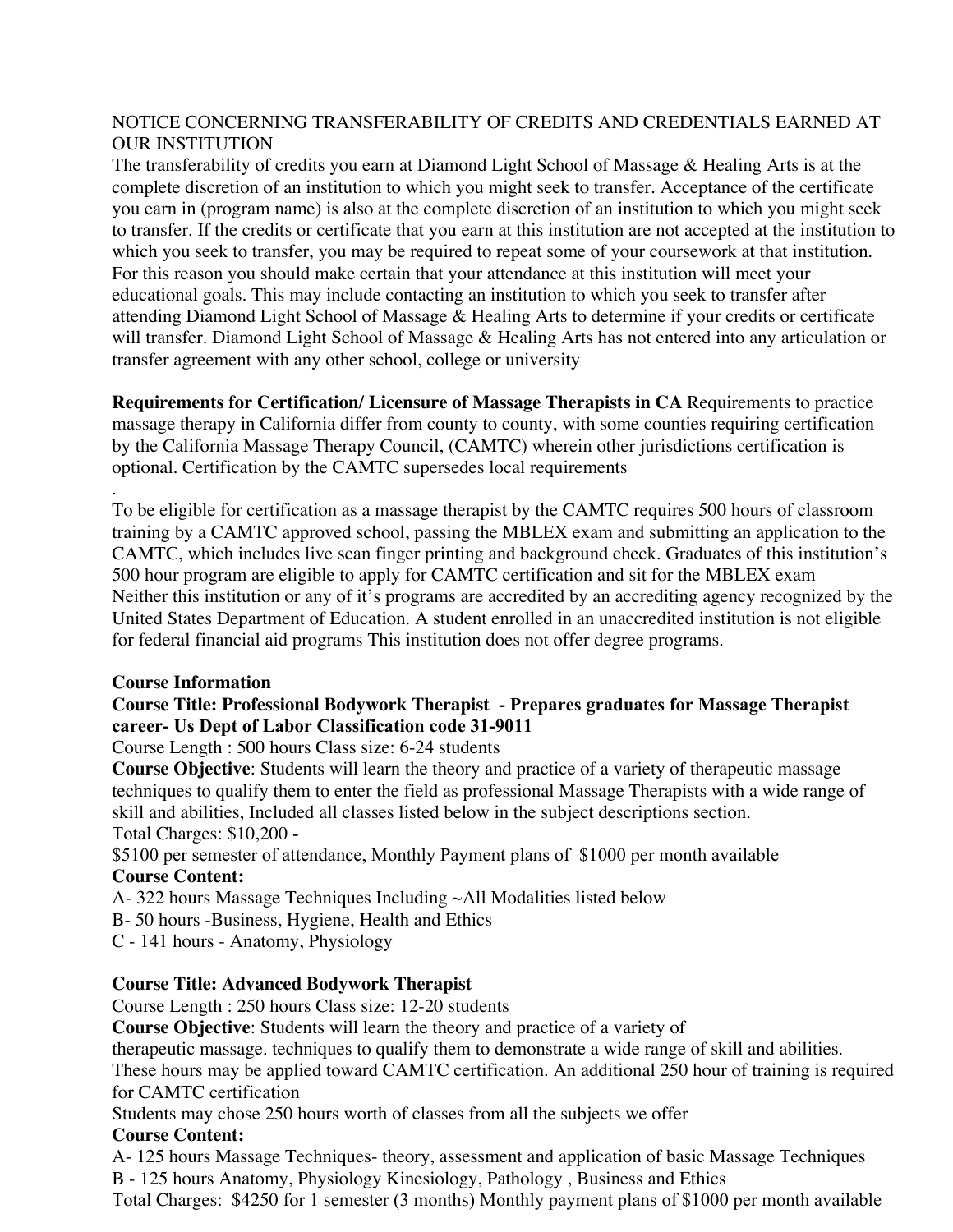NOTICE CONCERNING TRANSFERABILITY OF CREDITS AND CREDENTIALS EARNED AT OUR INSTITUTION

The transferability of credits you earn at Diamond Light School of Massage & Healing Arts is at the complete discretion of an institution to which you might seek to transfer. Acceptance of the certificate you earn in (program name) is also at the complete discretion of an institution to which you might seek to transfer. If the credits or certificate that you earn at this institution are not accepted at the institution to which you seek to transfer, you may be required to repeat some of your coursework at that institution. For this reason you should make certain that your attendance at this institution will meet your educational goals. This may include contacting an institution to which you seek to transfer after attending Diamond Light School of Massage & Healing Arts to determine if your credits or certificate will transfer. Diamond Light School of Massage & Healing Arts has not entered into any articulation or transfer agreement with any other school, college or university

**Requirements for Certification/ Licensure of Massage Therapists in CA** Requirements to practice massage therapy in California differ from county to county, with some counties requiring certification by the California Massage Therapy Council, (CAMTC) wherein other jurisdictions certification is optional. Certification by the CAMTC supersedes local requirements

.

To be eligible for certification as a massage therapist by the CAMTC requires 500 hours of classroom training by a CAMTC approved school, passing the MBLEX exam and submitting an application to the CAMTC, which includes live scan finger printing and background check. Graduates of this institution's 500 hour program are eligible to apply for CAMTC certification and sit for the MBLEX exam

Neither this institution or any of it's programs are accredited by an accrediting agency recognized by the United States Department of Education. A student enrolled in an unaccredited institution is not eligible for federal financial aid programs This institution does not offer degree programs.

**Course Information**

**Course Title: Professional Bodywork Therapist - Prepares graduates for Massage Therapist career- Us Dept of Labor Classification code 31-9011**

Course Length : 500 hours Class size: 6-24 students

**Course Objective**: Students will learn the theory and practice of a variety of therapeutic massage techniques to qualify them to enter the field as professional Massage Therapists with a wide range of skill and abilities, Included all classes listed below in the subject descriptions section.

Total Charges: $10,200 -

$5100 per semester of attendance, Monthly Payment plans of $1000 per month available

**Course Content:**

A- 322 hours Massage Techniques Including ~All Modalities listed below

B- 50 hours -Business, Hygiene, Health and Ethics

C - 141 hours - Anatomy, Physiology

**Course Title: Advanced Bodywork Therapist**

Course Length : 250 hours Class size: 12-20 students

**Course Objective**: Students will learn the theory and practice of a variety of therapeutic massage. techniques to qualify them to demonstrate a wide range of skill and abilities. These hours may be applied toward CAMTC certification. An additional 250 hour of training is required for CAMTC certification

Students may chose 250 hours worth of classes from all the subjects we offer

**Course Content:**

A- 125 hours Massage Techniques- theory, assessment and application of basic Massage Techniques

B - 125 hours Anatomy, Physiology Kinesiology, Pathology , Business and Ethics

Total Charges: $4250 for 1 semester (3 months) Monthly payment plans of $1000 per month available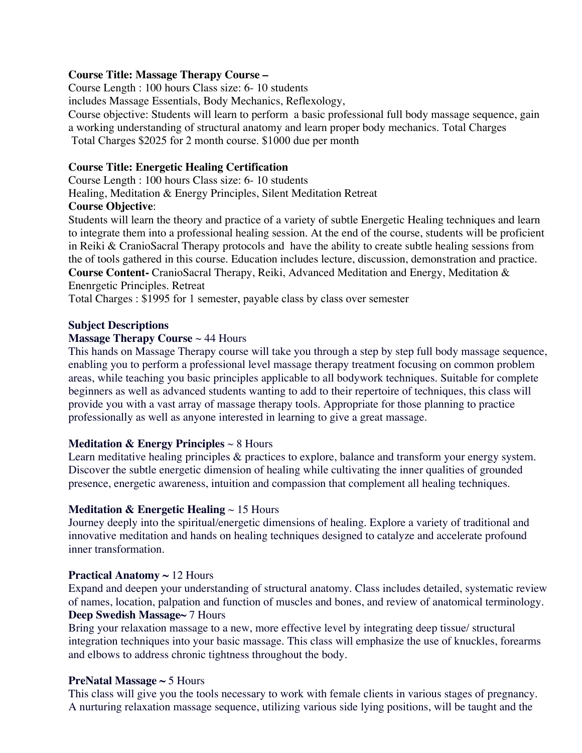**Course Title: Massage Therapy Course –**
Course Length : 100 hours Class size: 6- 10 students
includes Massage Essentials, Body Mechanics, Reflexology,
Course objective: Students will learn to perform a basic professional full body massage sequence, gain a working understanding of structural anatomy and learn proper body mechanics. Total Charges
Total Charges $2025 for 2 month course. $1000 due per month

**Course Title: Energetic Healing Certification**
Course Length : 100 hours Class size: 6- 10 students
Healing, Meditation & Energy Principles, Silent Meditation Retreat
**Course Objective**:
Students will learn the theory and practice of a variety of subtle Energetic Healing techniques and learn to integrate them into a professional healing session. At the end of the course, students will be proficient in Reiki & CranioSacral Therapy protocols and have the ability to create subtle healing sessions from the of tools gathered in this course. Education includes lecture, discussion, demonstration and practice.
**Course Content-** CranioSacral Therapy, Reiki, Advanced Meditation and Energy, Meditation & Enenrgetic Principles. Retreat
Total Charges : $1995 for 1 semester, payable class by class over semester

**Subject Descriptions**

**Massage Therapy Course** ~ 44 Hours
This hands on Massage Therapy course will take you through a step by step full body massage sequence, enabling you to perform a professional level massage therapy treatment focusing on common problem areas, while teaching you basic principles applicable to all bodywork techniques. Suitable for complete beginners as well as advanced students wanting to add to their repertoire of techniques, this class will provide you with a vast array of massage therapy tools. Appropriate for those planning to practice professionally as well as anyone interested in learning to give a great massage.

**Meditation & Energy Principles** ~ 8 Hours
Learn meditative healing principles & practices to explore, balance and transform your energy system. Discover the subtle energetic dimension of healing while cultivating the inner qualities of grounded presence, energetic awareness, intuition and compassion that complement all healing techniques.

**Meditation & Energetic Healing** ~ 15 Hours
Journey deeply into the spiritual/energetic dimensions of healing. Explore a variety of traditional and innovative meditation and hands on healing techniques designed to catalyze and accelerate profound inner transformation.

**Practical Anatomy ~** 12 Hours
Expand and deepen your understanding of structural anatomy. Class includes detailed, systematic review of names, location, palpation and function of muscles and bones, and review of anatomical terminology.

**Deep Swedish Massage~** 7 Hours
Bring your relaxation massage to a new, more effective level by integrating deep tissue/ structural integration techniques into your basic massage. This class will emphasize the use of knuckles, forearms and elbows to address chronic tightness throughout the body.

**PreNatal Massage ~** 5 Hours
This class will give you the tools necessary to work with female clients in various stages of pregnancy. A nurturing relaxation massage sequence, utilizing various side lying positions, will be taught and the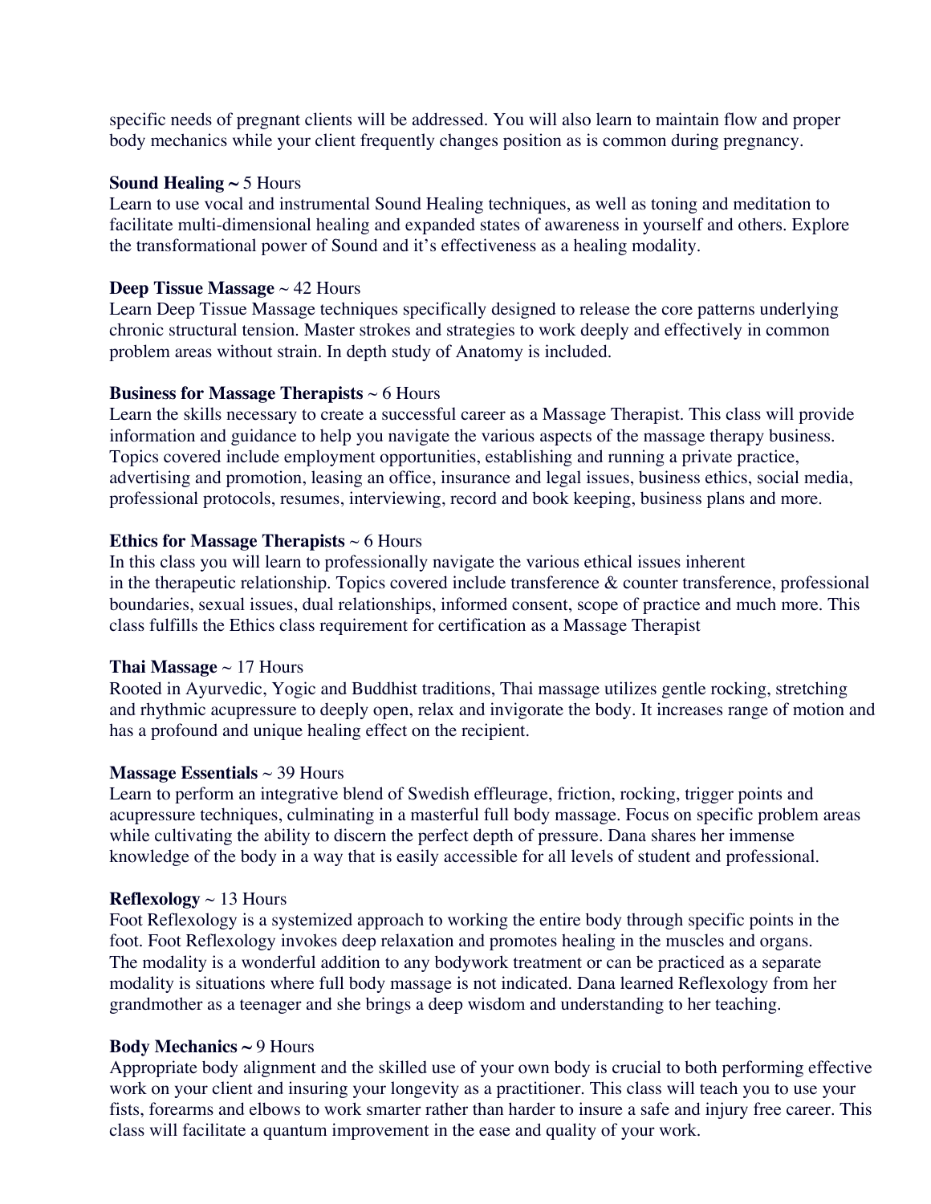specific needs of pregnant clients will be addressed. You will also learn to maintain flow and proper body mechanics while your client frequently changes position as is common during pregnancy.

**Sound Healing ~** 5 Hours
Learn to use vocal and instrumental Sound Healing techniques, as well as toning and meditation to facilitate multi-dimensional healing and expanded states of awareness in yourself and others. Explore the transformational power of Sound and it's effectiveness as a healing modality.

**Deep Tissue Massage** ~ 42 Hours
Learn Deep Tissue Massage techniques specifically designed to release the core patterns underlying chronic structural tension. Master strokes and strategies to work deeply and effectively in common problem areas without strain. In depth study of Anatomy is included.

**Business for Massage Therapists** ~ 6 Hours
Learn the skills necessary to create a successful career as a Massage Therapist. This class will provide information and guidance to help you navigate the various aspects of the massage therapy business. Topics covered include employment opportunities, establishing and running a private practice, advertising and promotion, leasing an office, insurance and legal issues, business ethics, social media, professional protocols, resumes, interviewing, record and book keeping, business plans and more.

**Ethics for Massage Therapists** ~ 6 Hours
In this class you will learn to professionally navigate the various ethical issues inherent in the therapeutic relationship. Topics covered include transference & counter transference, professional boundaries, sexual issues, dual relationships, informed consent, scope of practice and much more. This class fulfills the Ethics class requirement for certification as a Massage Therapist

**Thai Massage** ~ 17 Hours
Rooted in Ayurvedic, Yogic and Buddhist traditions, Thai massage utilizes gentle rocking, stretching and rhythmic acupressure to deeply open, relax and invigorate the body. It increases range of motion and has a profound and unique healing effect on the recipient.

**Massage Essentials** ~ 39 Hours
Learn to perform an integrative blend of Swedish effleurage, friction, rocking, trigger points and acupressure techniques, culminating in a masterful full body massage. Focus on specific problem areas while cultivating the ability to discern the perfect depth of pressure. Dana shares her immense knowledge of the body in a way that is easily accessible for all levels of student and professional.

**Reflexology** ~ 13 Hours
Foot Reflexology is a systemized approach to working the entire body through specific points in the foot. Foot Reflexology invokes deep relaxation and promotes healing in the muscles and organs. The modality is a wonderful addition to any bodywork treatment or can be practiced as a separate modality is situations where full body massage is not indicated. Dana learned Reflexology from her grandmother as a teenager and she brings a deep wisdom and understanding to her teaching.

**Body Mechanics ~** 9 Hours
Appropriate body alignment and the skilled use of your own body is crucial to both performing effective work on your client and insuring your longevity as a practitioner. This class will teach you to use your fists, forearms and elbows to work smarter rather than harder to insure a safe and injury free career. This class will facilitate a quantum improvement in the ease and quality of your work.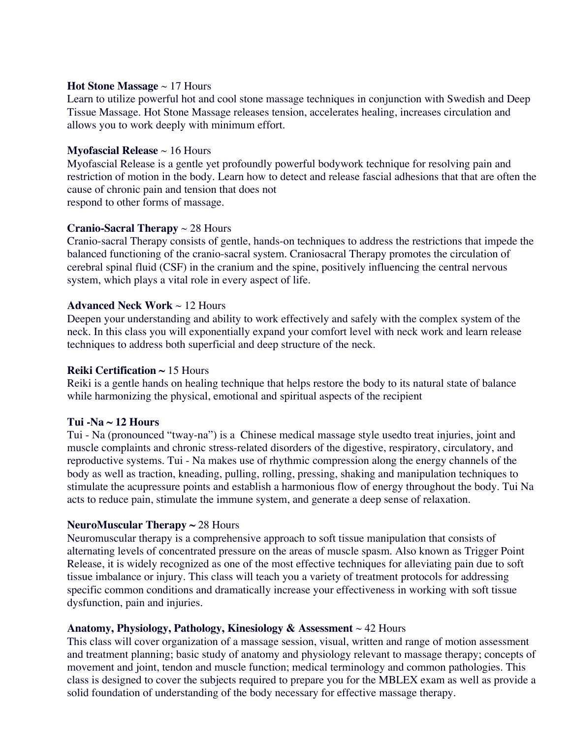**Hot Stone Massage** ~ 17 Hours
Learn to utilize powerful hot and cool stone massage techniques in conjunction with Swedish and Deep Tissue Massage. Hot Stone Massage releases tension, accelerates healing, increases circulation and allows you to work deeply with minimum effort.

**Myofascial Release** ~ 16 Hours
Myofascial Release is a gentle yet profoundly powerful bodywork technique for resolving pain and restriction of motion in the body. Learn how to detect and release fascial adhesions that that are often the cause of chronic pain and tension that does not
respond to other forms of massage.

**Cranio-Sacral Therapy** ~ 28 Hours
Cranio-sacral Therapy consists of gentle, hands-on techniques to address the restrictions that impede the balanced functioning of the cranio-sacral system. Craniosacral Therapy promotes the circulation of cerebral spinal fluid (CSF) in the cranium and the spine, positively influencing the central nervous system, which plays a vital role in every aspect of life.

**Advanced Neck Work** ~ 12 Hours
Deepen your understanding and ability to work effectively and safely with the complex system of the neck. In this class you will exponentially expand your comfort level with neck work and learn release techniques to address both superficial and deep structure of the neck.

**Reiki Certification ~** 15 Hours
Reiki is a gentle hands on healing technique that helps restore the body to its natural state of balance while harmonizing the physical, emotional and spiritual aspects of the recipient

**Tui -Na ~ 12 Hours**
Tui - Na (pronounced "tway-na") is a Chinese medical massage style usedto treat injuries, joint and muscle complaints and chronic stress-related disorders of the digestive, respiratory, circulatory, and reproductive systems. Tui - Na makes use of rhythmic compression along the energy channels of the body as well as traction, kneading, pulling, rolling, pressing, shaking and manipulation techniques to stimulate the acupressure points and establish a harmonious flow of energy throughout the body. Tui Na acts to reduce pain, stimulate the immune system, and generate a deep sense of relaxation.

**NeuroMuscular Therapy ~** 28 Hours
Neuromuscular therapy is a comprehensive approach to soft tissue manipulation that consists of alternating levels of concentrated pressure on the areas of muscle spasm. Also known as Trigger Point Release, it is widely recognized as one of the most effective techniques for alleviating pain due to soft tissue imbalance or injury. This class will teach you a variety of treatment protocols for addressing specific common conditions and dramatically increase your effectiveness in working with soft tissue dysfunction, pain and injuries.

**Anatomy, Physiology, Pathology, Kinesiology & Assessment** ~ 42 Hours
This class will cover organization of a massage session, visual, written and range of motion assessment and treatment planning; basic study of anatomy and physiology relevant to massage therapy; concepts of movement and joint, tendon and muscle function; medical terminology and common pathologies. This class is designed to cover the subjects required to prepare you for the MBLEX exam as well as provide a solid foundation of understanding of the body necessary for effective massage therapy.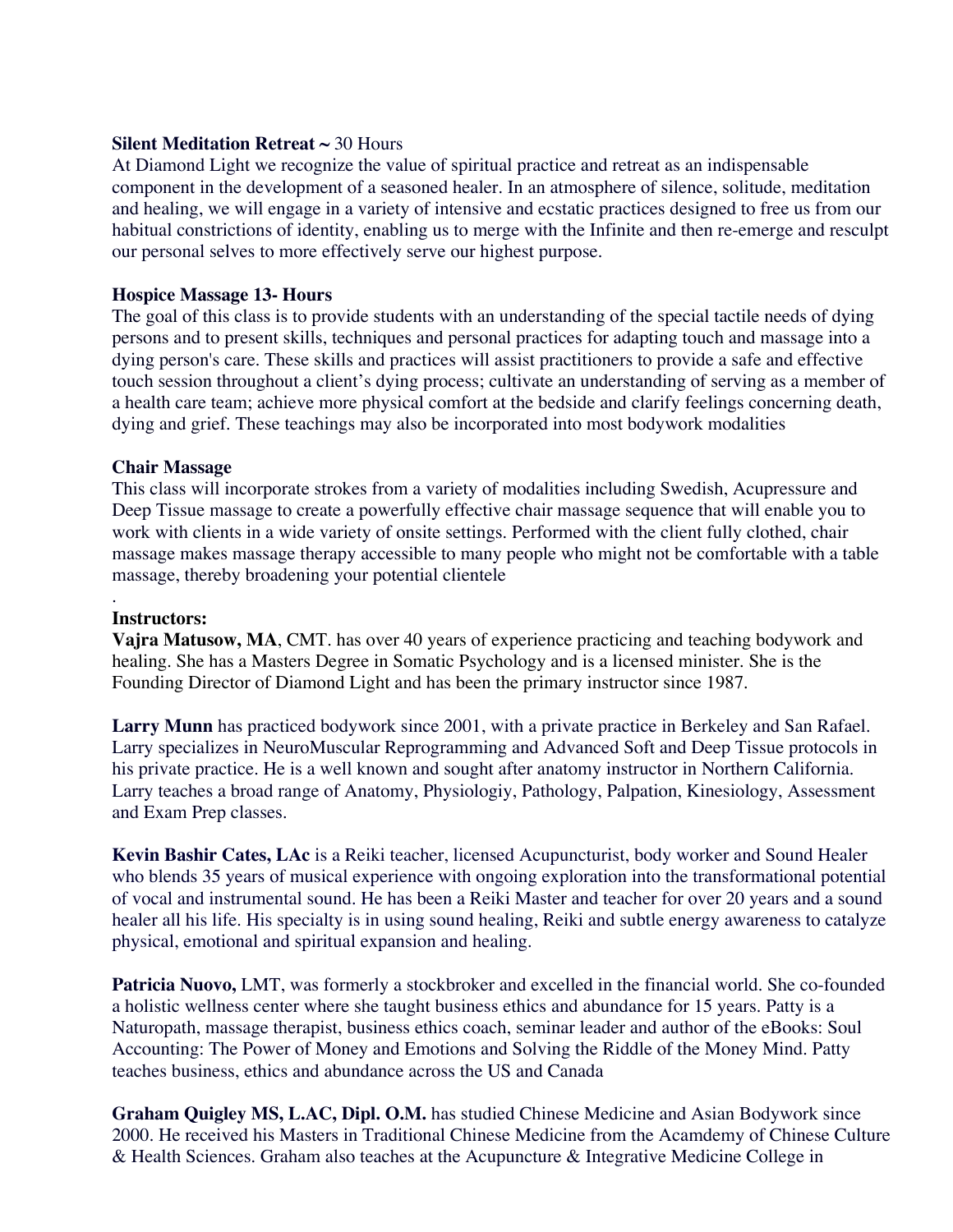**Silent Meditation Retreat ~** 30 Hours
At Diamond Light we recognize the value of spiritual practice and retreat as an indispensable component in the development of a seasoned healer. In an atmosphere of silence, solitude, meditation and healing, we will engage in a variety of intensive and ecstatic practices designed to free us from our habitual constrictions of identity, enabling us to merge with the Infinite and then re-emerge and resculpt our personal selves to more effectively serve our highest purpose.

**Hospice Massage 13- Hours**
The goal of this class is to provide students with an understanding of the special tactile needs of dying persons and to present skills, techniques and personal practices for adapting touch and massage into a dying person's care. These skills and practices will assist practitioners to provide a safe and effective touch session throughout a client's dying process; cultivate an understanding of serving as a member of a health care team; achieve more physical comfort at the bedside and clarify feelings concerning death, dying and grief. These teachings may also be incorporated into most bodywork modalities

**Chair Massage**
This class will incorporate strokes from a variety of modalities including Swedish, Acupressure and Deep Tissue massage to create a powerfully effective chair massage sequence that will enable you to work with clients in a wide variety of onsite settings. Performed with the client fully clothed, chair massage makes massage therapy accessible to many people who might not be comfortable with a table massage, thereby broadening your potential clientele

.
**Instructors:**
**Vajra Matusow, MA**, CMT. has over 40 years of experience practicing and teaching bodywork and healing. She has a Masters Degree in Somatic Psychology and is a licensed minister. She is the Founding Director of Diamond Light and has been the primary instructor since 1987.

**Larry Munn** has practiced bodywork since 2001, with a private practice in Berkeley and San Rafael. Larry specializes in NeuroMuscular Reprogramming and Advanced Soft and Deep Tissue protocols in his private practice. He is a well known and sought after anatomy instructor in Northern California. Larry teaches a broad range of Anatomy, Physiologiy, Pathology, Palpation, Kinesiology, Assessment and Exam Prep classes.

**Kevin Bashir Cates, LAc** is a Reiki teacher, licensed Acupuncturist, body worker and Sound Healer who blends 35 years of musical experience with ongoing exploration into the transformational potential of vocal and instrumental sound. He has been a Reiki Master and teacher for over 20 years and a sound healer all his life. His specialty is in using sound healing, Reiki and subtle energy awareness to catalyze physical, emotional and spiritual expansion and healing.

**Patricia Nuovo,** LMT, was formerly a stockbroker and excelled in the financial world. She co-founded a holistic wellness center where she taught business ethics and abundance for 15 years. Patty is a Naturopath, massage therapist, business ethics coach, seminar leader and author of the eBooks: Soul Accounting: The Power of Money and Emotions and Solving the Riddle of the Money Mind. Patty teaches business, ethics and abundance across the US and Canada

**Graham Quigley MS, L.AC, Dipl. O.M.** has studied Chinese Medicine and Asian Bodywork since 2000. He received his Masters in Traditional Chinese Medicine from the Acamdemy of Chinese Culture & Health Sciences. Graham also teaches at the Acupuncture & Integrative Medicine College in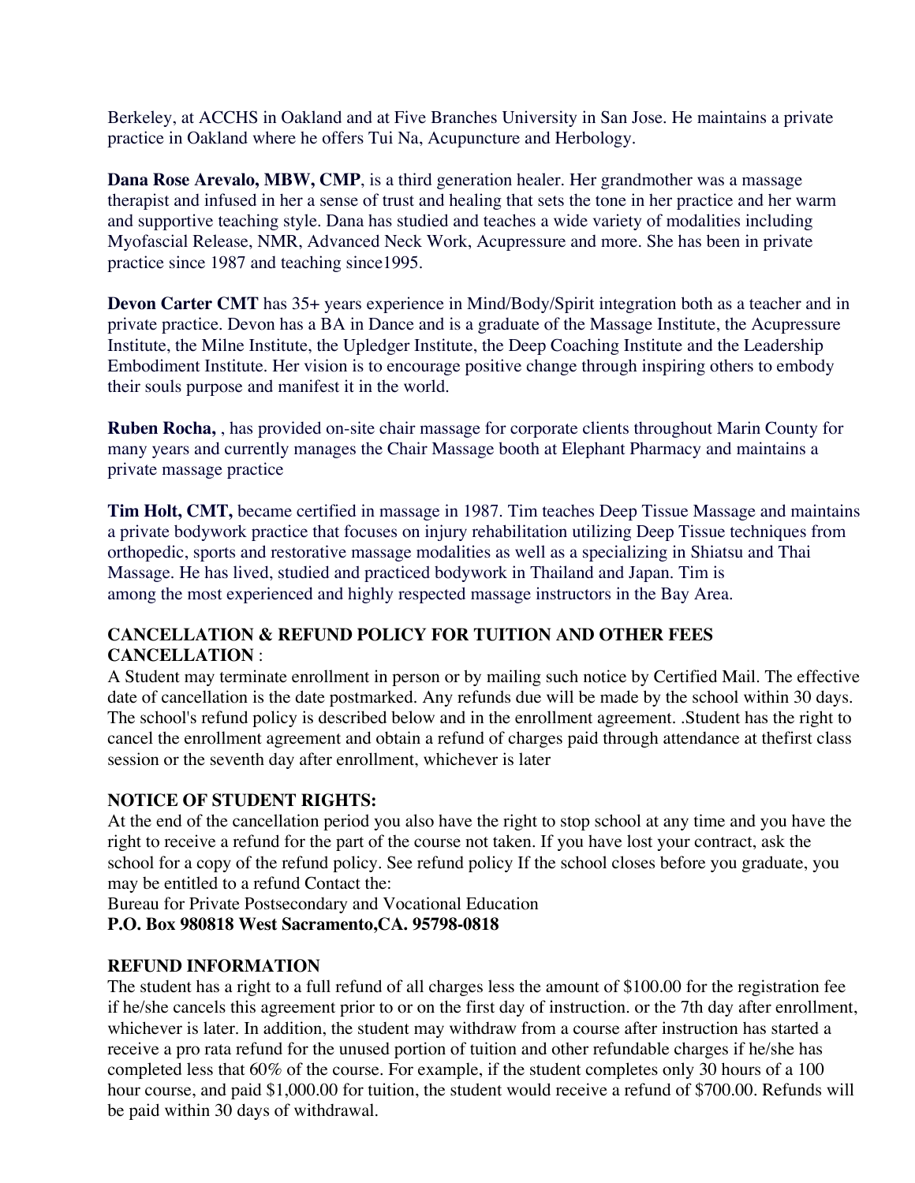Berkeley, at ACCHS in Oakland and at Five Branches University in San Jose. He maintains a private practice in Oakland where he offers Tui Na, Acupuncture and Herbology.

**Dana Rose Arevalo, MBW, CMP**, is a third generation healer. Her grandmother was a massage therapist and infused in her a sense of trust and healing that sets the tone in her practice and her warm and supportive teaching style. Dana has studied and teaches a wide variety of modalities including Myofascial Release, NMR, Advanced Neck Work, Acupressure and more. She has been in private practice since 1987 and teaching since1995.

**Devon Carter CMT** has 35+ years experience in Mind/Body/Spirit integration both as a teacher and in private practice. Devon has a BA in Dance and is a graduate of the Massage Institute, the Acupressure Institute, the Milne Institute, the Upledger Institute, the Deep Coaching Institute and the Leadership Embodiment Institute. Her vision is to encourage positive change through inspiring others to embody their souls purpose and manifest it in the world.

**Ruben Rocha,** , has provided on-site chair massage for corporate clients throughout Marin County for many years and currently manages the Chair Massage booth at Elephant Pharmacy and maintains a private massage practice

**Tim Holt, CMT,** became certified in massage in 1987. Tim teaches Deep Tissue Massage and maintains a private bodywork practice that focuses on injury rehabilitation utilizing Deep Tissue techniques from orthopedic, sports and restorative massage modalities as well as a specializing in Shiatsu and Thai Massage. He has lived, studied and practiced bodywork in Thailand and Japan. Tim is among the most experienced and highly respected massage instructors in the Bay Area.

**CANCELLATION & REFUND POLICY FOR TUITION AND OTHER FEES**
**CANCELLATION** :

A Student may terminate enrollment in person or by mailing such notice by Certified Mail. The effective date of cancellation is the date postmarked. Any refunds due will be made by the school within 30 days. The school's refund policy is described below and in the enrollment agreement. .Student has the right to cancel the enrollment agreement and obtain a refund of charges paid through attendance at thefirst class session or the seventh day after enrollment, whichever is later

**NOTICE OF STUDENT RIGHTS:**

At the end of the cancellation period you also have the right to stop school at any time and you have the right to receive a refund for the part of the course not taken. If you have lost your contract, ask the school for a copy of the refund policy. See refund policy If the school closes before you graduate, you may be entitled to a refund Contact the:

Bureau for Private Postsecondary and Vocational Education
**P.O. Box 980818 West Sacramento,CA. 95798-0818**

**REFUND INFORMATION**

The student has a right to a full refund of all charges less the amount of $100.00 for the registration fee if he/she cancels this agreement prior to or on the first day of instruction. or the 7th day after enrollment, whichever is later. In addition, the student may withdraw from a course after instruction has started a receive a pro rata refund for the unused portion of tuition and other refundable charges if he/she has completed less that 60% of the course. For example, if the student completes only 30 hours of a 100 hour course, and paid $1,000.00 for tuition, the student would receive a refund of $700.00. Refunds will be paid within 30 days of withdrawal.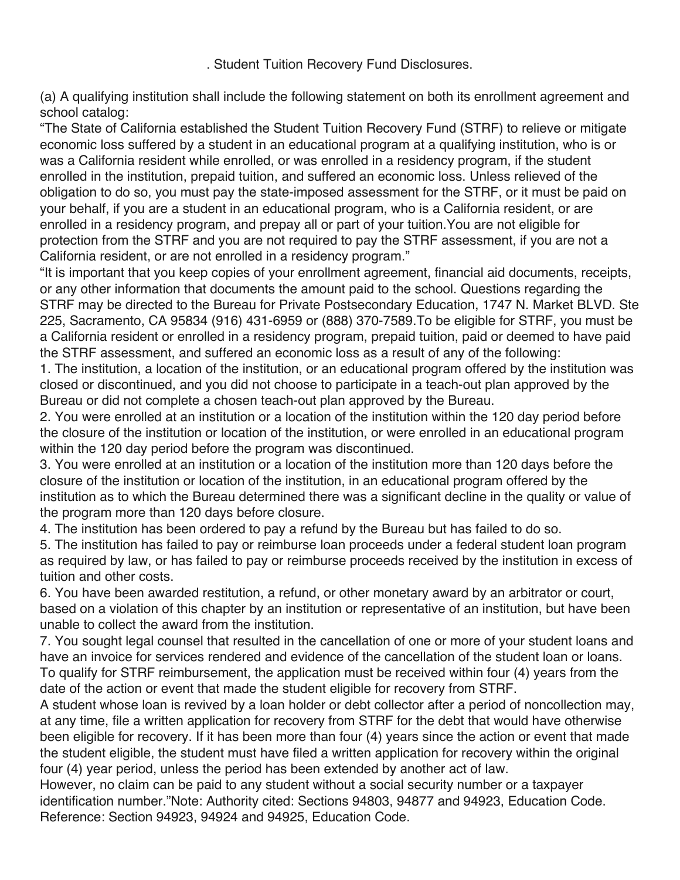. Student Tuition Recovery Fund Disclosures.

(a) A qualifying institution shall include the following statement on both its enrollment agreement and school catalog:

"The State of California established the Student Tuition Recovery Fund (STRF) to relieve or mitigate economic loss suffered by a student in an educational program at a qualifying institution, who is or was a California resident while enrolled, or was enrolled in a residency program, if the student enrolled in the institution, prepaid tuition, and suffered an economic loss. Unless relieved of the obligation to do so, you must pay the state-imposed assessment for the STRF, or it must be paid on your behalf, if you are a student in an educational program, who is a California resident, or are enrolled in a residency program, and prepay all or part of your tuition.You are not eligible for protection from the STRF and you are not required to pay the STRF assessment, if you are not a California resident, or are not enrolled in a residency program."

"It is important that you keep copies of your enrollment agreement, financial aid documents, receipts, or any other information that documents the amount paid to the school. Questions regarding the STRF may be directed to the Bureau for Private Postsecondary Education, 1747 N. Market BLVD. Ste 225, Sacramento, CA 95834 (916) 431-6959 or (888) 370-7589.To be eligible for STRF, you must be a California resident or enrolled in a residency program, prepaid tuition, paid or deemed to have paid the STRF assessment, and suffered an economic loss as a result of any of the following:

1. The institution, a location of the institution, or an educational program offered by the institution was closed or discontinued, and you did not choose to participate in a teach-out plan approved by the Bureau or did not complete a chosen teach-out plan approved by the Bureau.
2. You were enrolled at an institution or a location of the institution within the 120 day period before the closure of the institution or location of the institution, or were enrolled in an educational program within the 120 day period before the program was discontinued.
3. You were enrolled at an institution or a location of the institution more than 120 days before the closure of the institution or location of the institution, in an educational program offered by the institution as to which the Bureau determined there was a significant decline in the quality or value of the program more than 120 days before closure.
4. The institution has been ordered to pay a refund by the Bureau but has failed to do so.
5. The institution has failed to pay or reimburse loan proceeds under a federal student loan program as required by law, or has failed to pay or reimburse proceeds received by the institution in excess of tuition and other costs.
6. You have been awarded restitution, a refund, or other monetary award by an arbitrator or court, based on a violation of this chapter by an institution or representative of an institution, but have been unable to collect the award from the institution.
7. You sought legal counsel that resulted in the cancellation of one or more of your student loans and have an invoice for services rendered and evidence of the cancellation of the student loan or loans.

To qualify for STRF reimbursement, the application must be received within four (4) years from the date of the action or event that made the student eligible for recovery from STRF.

A student whose loan is revived by a loan holder or debt collector after a period of noncollection may, at any time, file a written application for recovery from STRF for the debt that would have otherwise been eligible for recovery. If it has been more than four (4) years since the action or event that made the student eligible, the student must have filed a written application for recovery within the original four (4) year period, unless the period has been extended by another act of law.

However, no claim can be paid to any student without a social security number or a taxpayer identification number."Note: Authority cited: Sections 94803, 94877 and 94923, Education Code. Reference: Section 94923, 94924 and 94925, Education Code.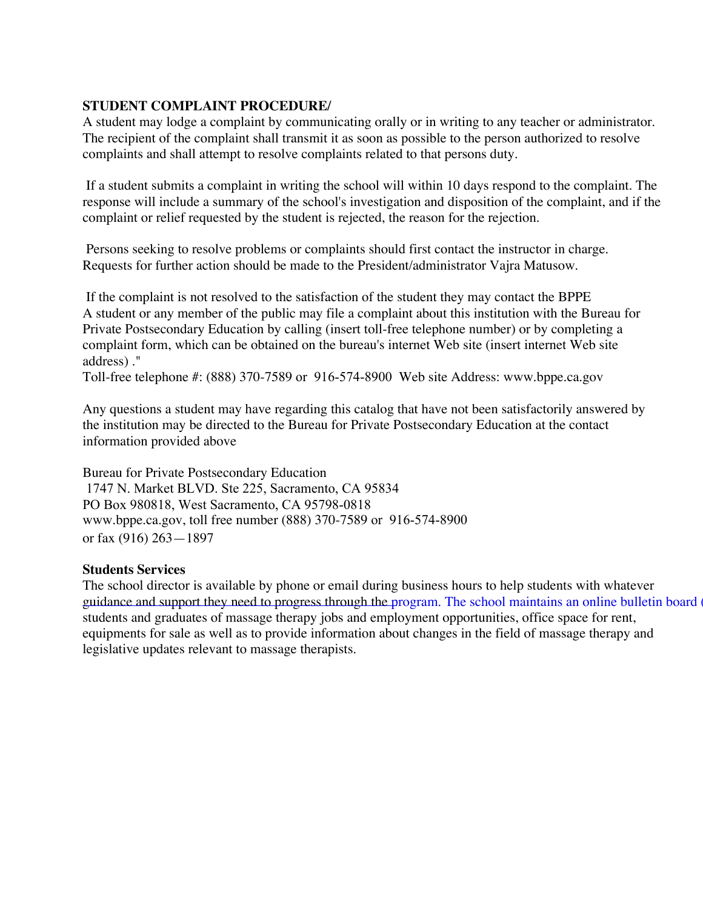**STUDENT COMPLAINT PROCEDURE/**

A student may lodge a complaint by communicating orally or in writing to any teacher or administrator. The recipient of the complaint shall transmit it as soon as possible to the person authorized to resolve complaints and shall attempt to resolve complaints related to that persons duty.

If a student submits a complaint in writing the school will within 10 days respond to the complaint. The response will include a summary of the school's investigation and disposition of the complaint, and if the complaint or relief requested by the student is rejected, the reason for the rejection.

Persons seeking to resolve problems or complaints should first contact the instructor in charge. Requests for further action should be made to the President/administrator Vajra Matusow.

If the complaint is not resolved to the satisfaction of the student they may contact the BPPE
A student or any member of the public may file a complaint about this institution with the Bureau for Private Postsecondary Education by calling (insert toll-free telephone number) or by completing a complaint form, which can be obtained on the bureau's internet Web site (insert internet Web site address) ."
Toll-free telephone #: (888) 370-7589 or 916-574-8900 Web site Address: www.bppe.ca.gov

Any questions a student may have regarding this catalog that have not been satisfactorily answered by the institution may be directed to the Bureau for Private Postsecondary Education at the contact information provided above

Bureau for Private Postsecondary Education
1747 N. Market BLVD. Ste 225, Sacramento, CA 95834
PO Box 980818, West Sacramento, CA 95798-0818
www.bppe.ca.gov, toll free number (888) 370-7589 or 916-574-8900
or fax (916) 263—1897

**Students Services**

The school director is available by phone or email during business hours to help students with whatever guidance and support they need to progress through the program. The school maintains an online bulletin board ( students and graduates of massage therapy jobs and employment opportunities, office space for rent, equipments for sale as well as to provide information about changes in the field of massage therapy and legislative updates relevant to massage therapists.